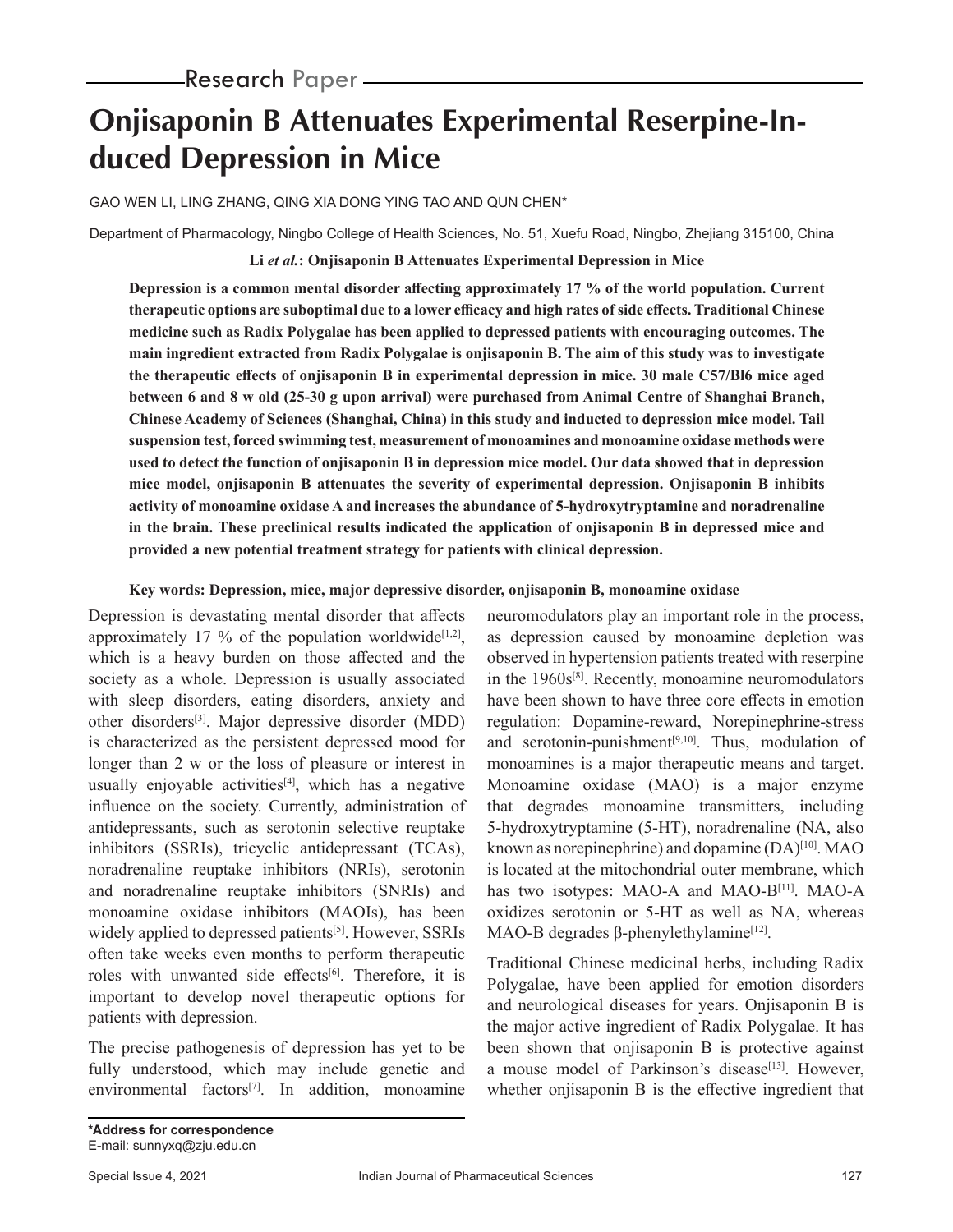Research Paper

# Onjisaponin B Attenuates Experimental Reserpine-Induced Depression in Mice

GAO WEN LI, LING ZHANG, QING XIA DONG YING TAO AND QUN CHEN*

Department of Pharmacology, Ningbo College of Health Sciences, No. 51, Xuefu Road, Ningbo, Zhejiang 315100, China

**Li *et al.*: Onjisaponin B Attenuates Experimental Depression in Mice**

**Depression is a common mental disorder affecting approximately 17 % of the world population. Current therapeutic options are suboptimal due to a lower efficacy and high rates of side effects. Traditional Chinese medicine such as Radix Polygalae has been applied to depressed patients with encouraging outcomes. The main ingredient extracted from Radix Polygalae is onjisaponin B. The aim of this study was to investigate the therapeutic effects of onjisaponin B in experimental depression in mice. 30 male C57/Bl6 mice aged between 6 and 8 w old (25-30 g upon arrival) were purchased from Animal Centre of Shanghai Branch, Chinese Academy of Sciences (Shanghai, China) in this study and inducted to depression mice model. Tail suspension test, forced swimming test, measurement of monoamines and monoamine oxidase methods were used to detect the function of onjisaponin B in depression mice model. Our data showed that in depression mice model, onjisaponin B attenuates the severity of experimental depression. Onjisaponin B inhibits activity of monoamine oxidase A and increases the abundance of 5-hydroxytryptamine and noradrenaline in the brain. These preclinical results indicated the application of onjisaponin B in depressed mice and provided a new potential treatment strategy for patients with clinical depression.**

**Key words: Depression, mice, major depressive disorder, onjisaponin B, monoamine oxidase**

Depression is devastating mental disorder that affects approximately 17 % of the population worldwide[1,2], which is a heavy burden on those affected and the society as a whole. Depression is usually associated with sleep disorders, eating disorders, anxiety and other disorders[3]. Major depressive disorder (MDD) is characterized as the persistent depressed mood for longer than 2 w or the loss of pleasure or interest in usually enjoyable activities[4], which has a negative influence on the society. Currently, administration of antidepressants, such as serotonin selective reuptake inhibitors (SSRIs), tricyclic antidepressant (TCAs), noradrenaline reuptake inhibitors (NRIs), serotonin and noradrenaline reuptake inhibitors (SNRIs) and monoamine oxidase inhibitors (MAOIs), has been widely applied to depressed patients[5]. However, SSRIs often take weeks even months to perform therapeutic roles with unwanted side effects[6]. Therefore, it is important to develop novel therapeutic options for patients with depression.

The precise pathogenesis of depression has yet to be fully understood, which may include genetic and environmental factors[7]. In addition, monoamine neuromodulators play an important role in the process, as depression caused by monoamine depletion was observed in hypertension patients treated with reserpine in the 1960s[8]. Recently, monoamine neuromodulators have been shown to have three core effects in emotion regulation: Dopamine-reward, Norepinephrine-stress and serotonin-punishment[9,10]. Thus, modulation of monoamines is a major therapeutic means and target. Monoamine oxidase (MAO) is a major enzyme that degrades monoamine transmitters, including 5-hydroxytryptamine (5-HT), noradrenaline (NA, also known as norepinephrine) and dopamine (DA)[10]. MAO is located at the mitochondrial outer membrane, which has two isotypes: MAO-A and MAO-B[11]. MAO-A oxidizes serotonin or 5-HT as well as NA, whereas MAO-B degrades β-phenylethylamine[12].

Traditional Chinese medicinal herbs, including Radix Polygalae, have been applied for emotion disorders and neurological diseases for years. Onjisaponin B is the major active ingredient of Radix Polygalae. It has been shown that onjisaponin B is protective against a mouse model of Parkinson's disease[13]. However, whether onjisaponin B is the effective ingredient that

**\*Address for correspondence**
E-mail: sunnyxq@zju.edu.cn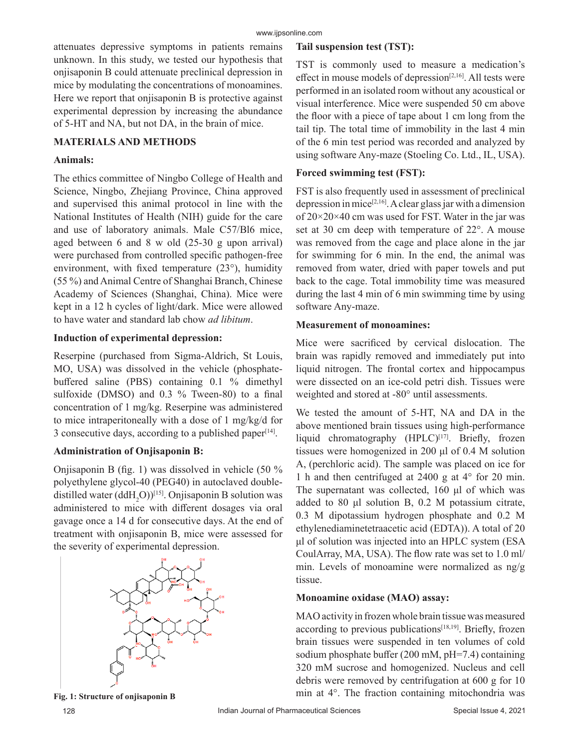attenuates depressive symptoms in patients remains unknown. In this study, we tested our hypothesis that onjisaponin B could attenuate preclinical depression in mice by modulating the concentrations of monoamines. Here we report that onjisaponin B is protective against experimental depression by increasing the abundance of 5-HT and NA, but not DA, in the brain of mice.

## MATERIALS AND METHODS

### Animals:

The ethics committee of Ningbo College of Health and Science, Ningbo, Zhejiang Province, China approved and supervised this animal protocol in line with the National Institutes of Health (NIH) guide for the care and use of laboratory animals. Male C57/Bl6 mice, aged between 6 and 8 w old (25-30 g upon arrival) were purchased from controlled specific pathogen-free environment, with fixed temperature (23°), humidity (55 %) and Animal Centre of Shanghai Branch, Chinese Academy of Sciences (Shanghai, China). Mice were kept in a 12 h cycles of light/dark. Mice were allowed to have water and standard lab chow *ad libitum*.

### Induction of experimental depression:

Reserpine (purchased from Sigma-Aldrich, St Louis, MO, USA) was dissolved in the vehicle (phosphate-buffered saline (PBS) containing 0.1 % dimethyl sulfoxide (DMSO) and 0.3 % Tween-80) to a final concentration of 1 mg/kg. Reserpine was administered to mice intraperitoneally with a dose of 1 mg/kg/d for 3 consecutive days, according to a published paper[14].

### Administration of Onjisaponin B:

Onjisaponin B (fig. 1) was dissolved in vehicle (50 % polyethylene glycol-40 (PEG40) in autoclaved double-distilled water ($ddH_2O$))[15]. Onjisaponin B solution was administered to mice with different dosages via oral gavage once a 14 d for consecutive days. At the end of treatment with onjisaponin B, mice were assessed for the severity of experimental depression.

**Fig. 1: Structure of onjisaponin B**

### Tail suspension test (TST):

TST is commonly used to measure a medication's effect in mouse models of depression[2,16]. All tests were performed in an isolated room without any acoustical or visual interference. Mice were suspended 50 cm above the floor with a piece of tape about 1 cm long from the tail tip. The total time of immobility in the last 4 min of the 6 min test period was recorded and analyzed by using software Any-maze (Stoeling Co. Ltd., IL, USA).

### Forced swimming test (FST):

FST is also frequently used in assessment of preclinical depression in mice[2,16]. A clear glass jar with a dimension of 20×20×40 cm was used for FST. Water in the jar was set at 30 cm deep with temperature of 22°. A mouse was removed from the cage and place alone in the jar for swimming for 6 min. In the end, the animal was removed from water, dried with paper towels and put back to the cage. Total immobility time was measured during the last 4 min of 6 min swimming time by using software Any-maze.

### Measurement of monoamines:

Mice were sacrificed by cervical dislocation. The brain was rapidly removed and immediately put into liquid nitrogen. The frontal cortex and hippocampus were dissected on an ice-cold petri dish. Tissues were weighted and stored at -80° until assessments.

We tested the amount of 5-HT, NA and DA in the above mentioned brain tissues using high-performance liquid chromatography (HPLC)[17]. Briefly, frozen tissues were homogenized in 200 µl of 0.4 M solution A, (perchloric acid). The sample was placed on ice for 1 h and then centrifuged at 2400 g at 4° for 20 min. The supernatant was collected, 160 µl of which was added to 80 µl solution B, 0.2 M potassium citrate, 0.3 M dipotassium hydrogen phosphate and 0.2 M ethylenediaminetetraacetic acid (EDTA)). A total of 20 µl of solution was injected into an HPLC system (ESA CoulArray, MA, USA). The flow rate was set to 1.0 ml/min. Levels of monoamine were normalized as ng/g tissue.

### Monoamine oxidase (MAO) assay:

MAO activity in frozen whole brain tissue was measured according to previous publications[18,19]. Briefly, frozen brain tissues were suspended in ten volumes of cold sodium phosphate buffer (200 mM, pH=7.4) containing 320 mM sucrose and homogenized. Nucleus and cell debris were removed by centrifugation at 600 g for 10 min at 4°. The fraction containing mitochondria was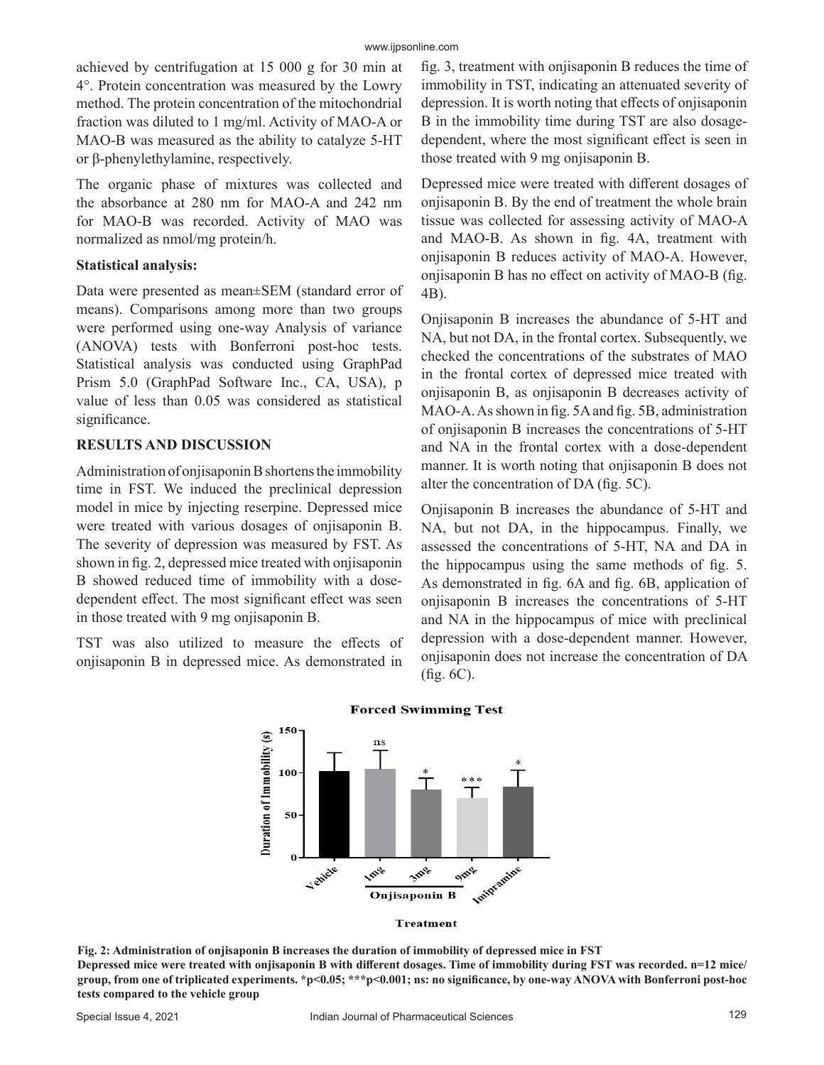achieved by centrifugation at 15 000 g for 30 min at 4°. Protein concentration was measured by the Lowry method. The protein concentration of the mitochondrial fraction was diluted to 1 mg/ml. Activity of MAO-A or MAO-B was measured as the ability to catalyze 5-HT or β-phenylethylamine, respectively.

The organic phase of mixtures was collected and the absorbance at 280 nm for MAO-A and 242 nm for MAO-B was recorded. Activity of MAO was normalized as nmol/mg protein/h.

**Statistical analysis:**

Data were presented as mean±SEM (standard error of means). Comparisons among more than two groups were performed using one-way Analysis of variance (ANOVA) tests with Bonferroni post-hoc tests. Statistical analysis was conducted using GraphPad Prism 5.0 (GraphPad Software Inc., CA, USA), p value of less than 0.05 was considered as statistical significance.

## RESULTS AND DISCUSSION

Administration of onjisaponin B shortens the immobility time in FST. We induced the preclinical depression model in mice by injecting reserpine. Depressed mice were treated with various dosages of onjisaponin B. The severity of depression was measured by FST. As shown in fig. 2, depressed mice treated with onjisaponin B showed reduced time of immobility with a dose-dependent effect. The most significant effect was seen in those treated with 9 mg onjisaponin B.

TST was also utilized to measure the effects of onjisaponin B in depressed mice. As demonstrated in fig. 3, treatment with onjisaponin B reduces the time of immobility in TST, indicating an attenuated severity of depression. It is worth noting that effects of onjisaponin B in the immobility time during TST are also dosage-dependent, where the most significant effect is seen in those treated with 9 mg onjisaponin B.

Depressed mice were treated with different dosages of onjisaponin B. By the end of treatment the whole brain tissue was collected for assessing activity of MAO-A and MAO-B. As shown in fig. 4A, treatment with onjisaponin B reduces activity of MAO-A. However, onjisaponin B has no effect on activity of MAO-B (fig. 4B).

Onjisaponin B increases the abundance of 5-HT and NA, but not DA, in the frontal cortex. Subsequently, we checked the concentrations of the substrates of MAO in the frontal cortex of depressed mice treated with onjisaponin B, as onjisaponin B decreases activity of MAO-A. As shown in fig. 5A and fig. 5B, administration of onjisaponin B increases the concentrations of 5-HT and NA in the frontal cortex with a dose-dependent manner. It is worth noting that onjisaponin B does not alter the concentration of DA (fig. 5C).

Onjisaponin B increases the abundance of 5-HT and NA, but not DA, in the hippocampus. Finally, we assessed the concentrations of 5-HT, NA and DA in the hippocampus using the same methods of fig. 5. As demonstrated in fig. 6A and fig. 6B, application of onjisaponin B increases the concentrations of 5-HT and NA in the hippocampus of mice with preclinical depression with a dose-dependent manner. However, onjisaponin does not increase the concentration of DA (fig. 6C).

**Fig. 2: Administration of onjisaponin B increases the duration of immobility of depressed mice in FST**
**Depressed mice were treated with onjisaponin B with different dosages. Time of immobility during FST was recorded. n=12 mice/group, from one of triplicated experiments. *p<0.05; ***p<0.001; ns: no significance, by one-way ANOVA with Bonferroni post-hoc tests compared to the vehicle group**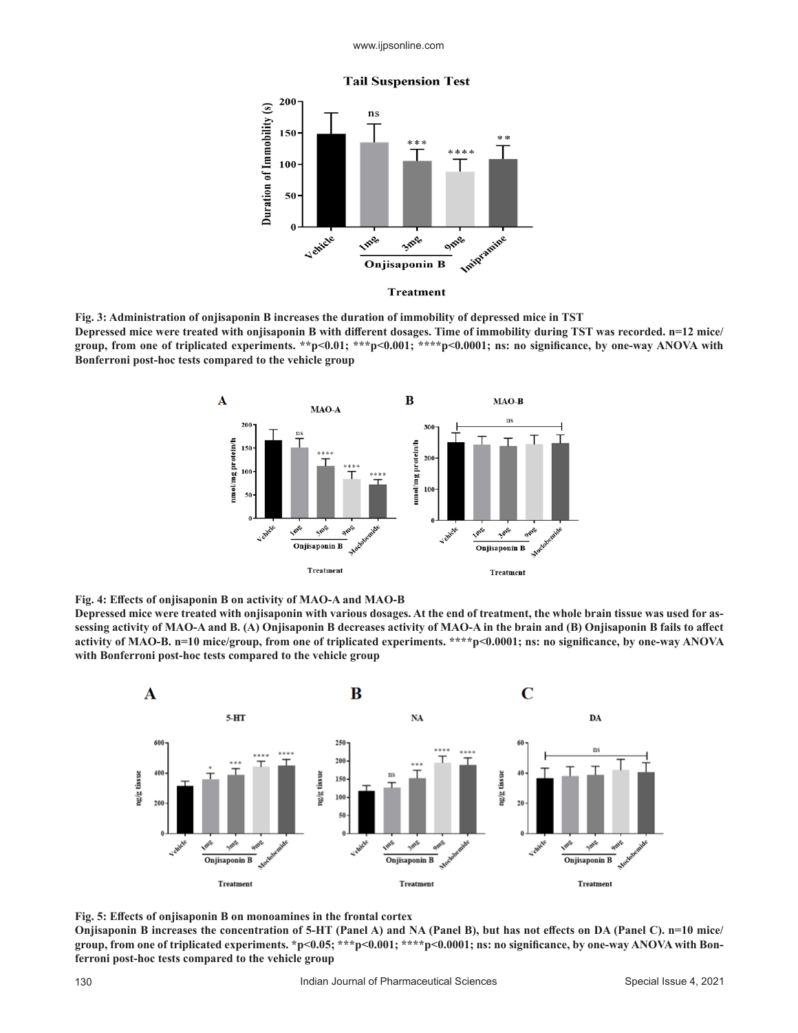**Fig. 3: Administration of onjisaponin B increases the duration of immobility of depressed mice in TST**

**Depressed mice were treated with onjisaponin B with different dosages. Time of immobility during TST was recorded. n=12 mice/group, from one of triplicated experiments. **p<0.01; ***p<0.001; ****p<0.0001; ns: no significance, by one-way ANOVA with Bonferroni post-hoc tests compared to the vehicle group**

**Fig. 4: Effects of onjisaponin B on activity of MAO-A and MAO-B**

**Depressed mice were treated with onjisaponin with various dosages. At the end of treatment, the whole brain tissue was used for assessing activity of MAO-A and B. (A) Onjisaponin B decreases activity of MAO-A in the brain and (B) Onjisaponin B fails to affect activity of MAO-B. n=10 mice/group, from one of triplicated experiments. ****p<0.0001; ns: no significance, by one-way ANOVA with Bonferroni post-hoc tests compared to the vehicle group**

**Fig. 5: Effects of onjisaponin B on monoamines in the frontal cortex**

**Onjisaponin B increases the concentration of 5-HT (Panel A) and NA (Panel B), but has not effects on DA (Panel C). n=10 mice/group, from one of triplicated experiments. *p<0.05; ***p<0.001; ****p<0.0001; ns: no significance, by one-way ANOVA with Bonferroni post-hoc tests compared to the vehicle group**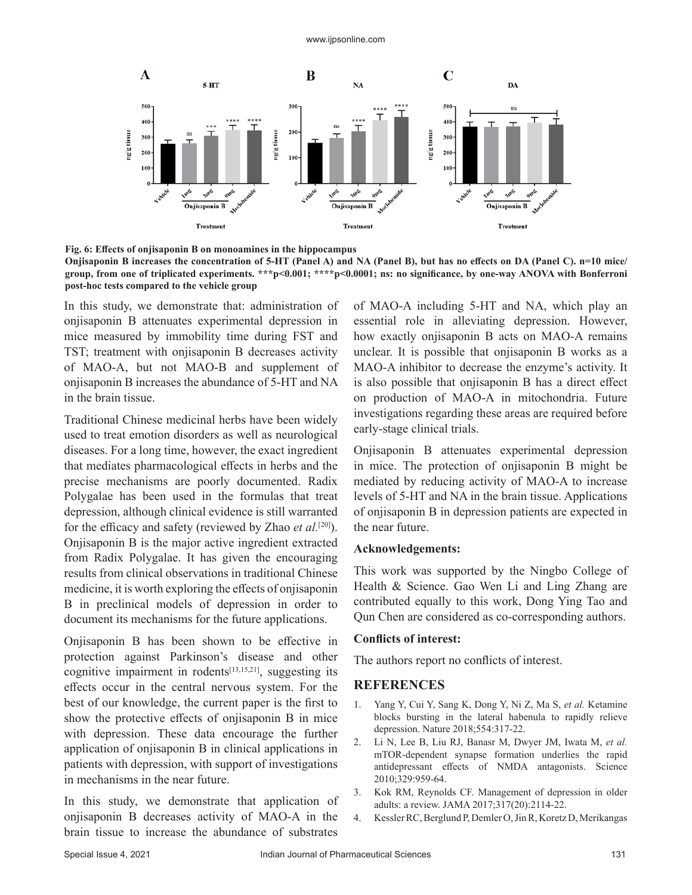**Fig. 6: Effects of onjisaponin B on monoamines in the hippocampus**

**Onjisaponin B increases the concentration of 5-HT (Panel A) and NA (Panel B), but has no effects on DA (Panel C). n=10 mice/group, from one of triplicated experiments. ***p<0.001; ****p<0.0001; ns: no significance, by one-way ANOVA with Bonferroni post-hoc tests compared to the vehicle group**

In this study, we demonstrate that: administration of onjisaponin B attenuates experimental depression in mice measured by immobility time during FST and TST; treatment with onjisaponin B decreases activity of MAO-A, but not MAO-B and supplement of onjisaponin B increases the abundance of 5-HT and NA in the brain tissue.

Traditional Chinese medicinal herbs have been widely used to treat emotion disorders as well as neurological diseases. For a long time, however, the exact ingredient that mediates pharmacological effects in herbs and the precise mechanisms are poorly documented. Radix Polygalae has been used in the formulas that treat depression, although clinical evidence is still warranted for the efficacy and safety (reviewed by Zhao *et al.*[20]). Onjisaponin B is the major active ingredient extracted from Radix Polygalae. It has given the encouraging results from clinical observations in traditional Chinese medicine, it is worth exploring the effects of onjisaponin B in preclinical models of depression in order to document its mechanisms for the future applications.

Onjisaponin B has been shown to be effective in protection against Parkinson's disease and other cognitive impairment in rodents[13,15,21], suggesting its effects occur in the central nervous system. For the best of our knowledge, the current paper is the first to show the protective effects of onjisaponin B in mice with depression. These data encourage the further application of onjisaponin B in clinical applications in patients with depression, with support of investigations in mechanisms in the near future.

In this study, we demonstrate that application of onjisaponin B decreases activity of MAO-A in the brain tissue to increase the abundance of substrates of MAO-A including 5-HT and NA, which play an essential role in alleviating depression. However, how exactly onjisaponin B acts on MAO-A remains unclear. It is possible that onjisaponin B works as a MAO-A inhibitor to decrease the enzyme's activity. It is also possible that onjisaponin B has a direct effect on production of MAO-A in mitochondria. Future investigations regarding these areas are required before early-stage clinical trials.

Onjisaponin B attenuates experimental depression in mice. The protection of onjisaponin B might be mediated by reducing activity of MAO-A to increase levels of 5-HT and NA in the brain tissue. Applications of onjisaponin B in depression patients are expected in the near future.

### Acknowledgements:

This work was supported by the Ningbo College of Health & Science. Gao Wen Li and Ling Zhang are contributed equally to this work, Dong Ying Tao and Qun Chen are considered as co-corresponding authors.

### Conflicts of interest:

The authors report no conflicts of interest.

## REFERENCES

1. Yang Y, Cui Y, Sang K, Dong Y, Ni Z, Ma S, *et al.* Ketamine blocks bursting in the lateral habenula to rapidly relieve depression. Nature 2018;554:317-22.
2. Li N, Lee B, Liu RJ, Banasr M, Dwyer JM, Iwata M, *et al.* mTOR-dependent synapse formation underlies the rapid antidepressant effects of NMDA antagonists. Science 2010;329:959-64.
3. Kok RM, Reynolds CF. Management of depression in older adults: a review. JAMA 2017;317(20):2114-22.
4. Kessler RC, Berglund P, Demler O, Jin R, Koretz D, Merikangas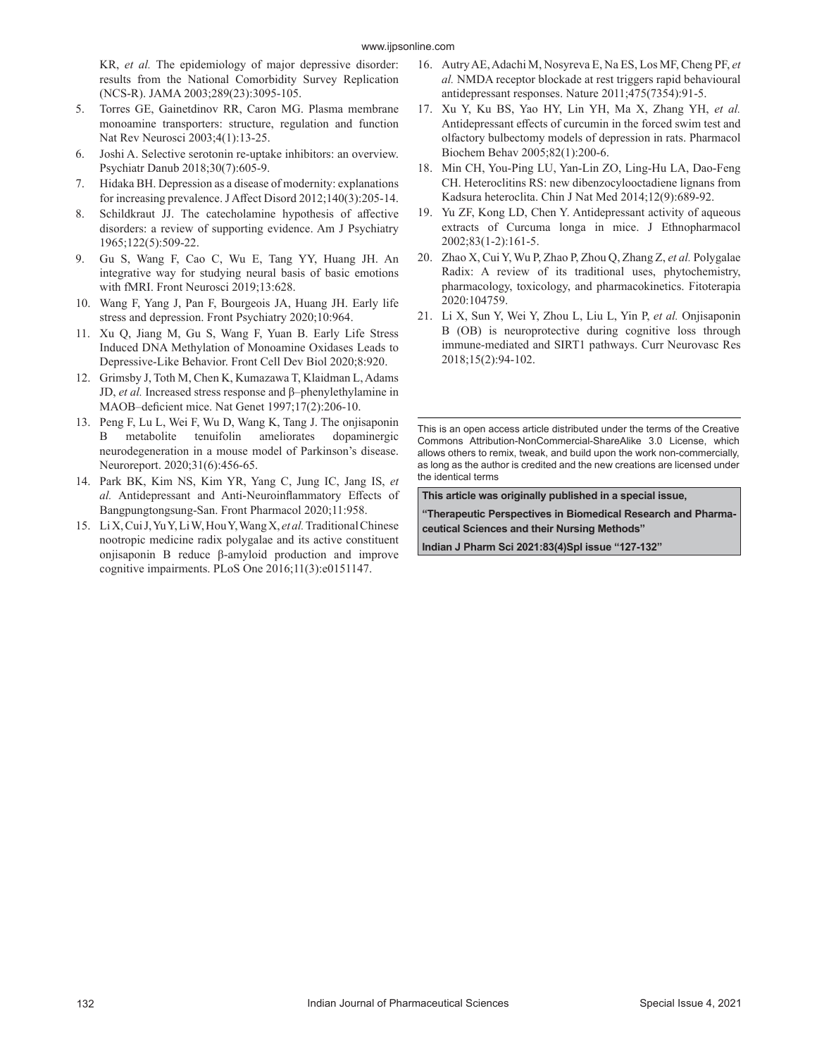KR, *et al.* The epidemiology of major depressive disorder: results from the National Comorbidity Survey Replication (NCS-R). JAMA 2003;289(23):3095-105.

5. Torres GE, Gainetdinov RR, Caron MG. Plasma membrane monoamine transporters: structure, regulation and function Nat Rev Neurosci 2003;4(1):13-25.
6. Joshi A. Selective serotonin re-uptake inhibitors: an overview. Psychiatr Danub 2018;30(7):605-9.
7. Hidaka BH. Depression as a disease of modernity: explanations for increasing prevalence. J Affect Disord 2012;140(3):205-14.
8. Schildkraut JJ. The catecholamine hypothesis of affective disorders: a review of supporting evidence. Am J Psychiatry 1965;122(5):509-22.
9. Gu S, Wang F, Cao C, Wu E, Tang YY, Huang JH. An integrative way for studying neural basis of basic emotions with fMRI. Front Neurosci 2019;13:628.
10. Wang F, Yang J, Pan F, Bourgeois JA, Huang JH. Early life stress and depression. Front Psychiatry 2020;10:964.
11. Xu Q, Jiang M, Gu S, Wang F, Yuan B. Early Life Stress Induced DNA Methylation of Monoamine Oxidases Leads to Depressive-Like Behavior. Front Cell Dev Biol 2020;8:920.
12. Grimsby J, Toth M, Chen K, Kumazawa T, Klaidman L, Adams JD, *et al.* Increased stress response and β–phenylethylamine in MAOB–deficient mice. Nat Genet 1997;17(2):206-10.
13. Peng F, Lu L, Wei F, Wu D, Wang K, Tang J. The onjisaponin B metabolite tenuifolin ameliorates dopaminergic neurodegeneration in a mouse model of Parkinson's disease. Neuroreport. 2020;31(6):456-65.
14. Park BK, Kim NS, Kim YR, Yang C, Jung IC, Jang IS, *et al.* Antidepressant and Anti-Neuroinflammatory Effects of Bangpungtongsung-San. Front Pharmacol 2020;11:958.
15. Li X, Cui J, Yu Y, Li W, Hou Y, Wang X, *et al.* Traditional Chinese nootropic medicine radix polygalae and its active constituent onjisaponin B reduce β-amyloid production and improve cognitive impairments. PLoS One 2016;11(3):e0151147.
16. Autry AE, Adachi M, Nosyreva E, Na ES, Los MF, Cheng PF, *et al.* NMDA receptor blockade at rest triggers rapid behavioural antidepressant responses. Nature 2011;475(7354):91-5.
17. Xu Y, Ku BS, Yao HY, Lin YH, Ma X, Zhang YH, *et al.* Antidepressant effects of curcumin in the forced swim test and olfactory bulbectomy models of depression in rats. Pharmacol Biochem Behav 2005;82(1):200-6.
18. Min CH, You-Ping LU, Yan-Lin ZO, Ling-Hu LA, Dao-Feng CH. Heteroclitins RS: new dibenzocylooctadiene lignans from Kadsura heteroclita. Chin J Nat Med 2014;12(9):689-92.
19. Yu ZF, Kong LD, Chen Y. Antidepressant activity of aqueous extracts of Curcuma longa in mice. J Ethnopharmacol 2002;83(1-2):161-5.
20. Zhao X, Cui Y, Wu P, Zhao P, Zhou Q, Zhang Z, *et al.* Polygalae Radix: A review of its traditional uses, phytochemistry, pharmacology, toxicology, and pharmacokinetics. Fitoterapia 2020:104759.
21. Li X, Sun Y, Wei Y, Zhou L, Liu L, Yin P, *et al.* Onjisaponin B (OB) is neuroprotective during cognitive loss through immune-mediated and SIRT1 pathways. Curr Neurovasc Res 2018;15(2):94-102.

---

This is an open access article distributed under the terms of the Creative Commons Attribution-NonCommercial-ShareAlike 3.0 License, which allows others to remix, tweak, and build upon the work non-commercially, as long as the author is credited and the new creations are licensed under the identical terms

**This article was originally published in a special issue,**

**"Therapeutic Perspectives in Biomedical Research and Pharmaceutical Sciences and their Nursing Methods"**

**Indian J Pharm Sci 2021:83(4)Spl issue "127-132"**